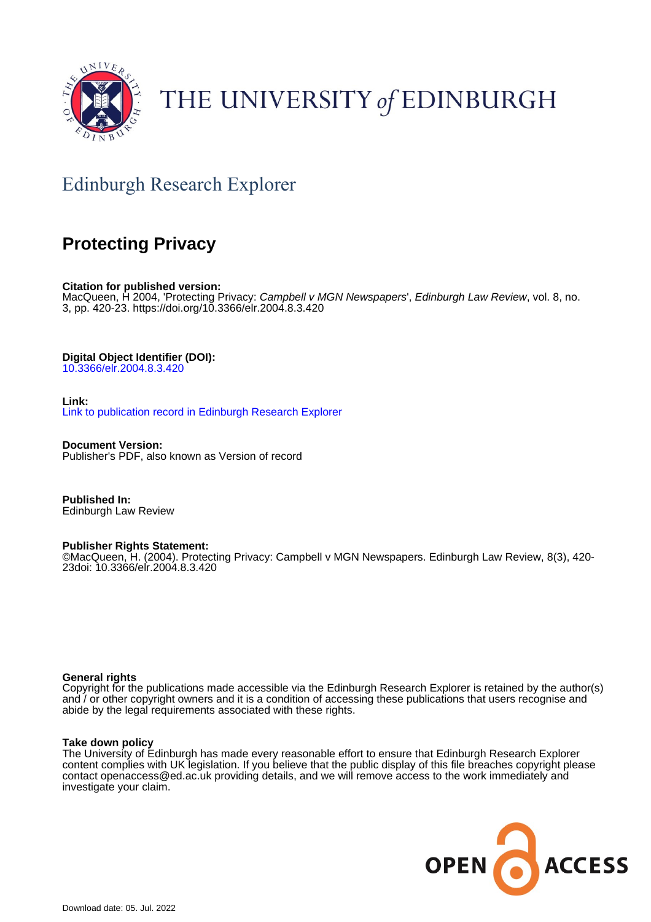THE UNIVERSITY *of* EDINBURGH

## Edinburgh Research Explorer

# Protecting Privacy

**Citation for published version:**
MacQueen, H 2004, 'Protecting Privacy: *Campbell v MGN Newspapers*', *Edinburgh Law Review*, vol. 8, no. 3, pp. 420-23. https://doi.org/10.3366/elr.2004.8.3.420

**Digital Object Identifier (DOI):**
10.3366/elr.2004.8.3.420

**Link:**
Link to publication record in Edinburgh Research Explorer

**Document Version:**
Publisher's PDF, also known as Version of record

**Published In:**
Edinburgh Law Review

**Publisher Rights Statement:**
©MacQueen, H. (2004). Protecting Privacy: Campbell v MGN Newspapers. Edinburgh Law Review, 8(3), 420-23doi: 10.3366/elr.2004.8.3.420

**General rights**
Copyright for the publications made accessible via the Edinburgh Research Explorer is retained by the author(s) and / or other copyright owners and it is a condition of accessing these publications that users recognise and abide by the legal requirements associated with these rights.

**Take down policy**
The University of Edinburgh has made every reasonable effort to ensure that Edinburgh Research Explorer content complies with UK legislation. If you believe that the public display of this file breaches copyright please contact openaccess@ed.ac.uk providing details, and we will remove access to the work immediately and investigate your claim.

Download date: 05. Jul. 2022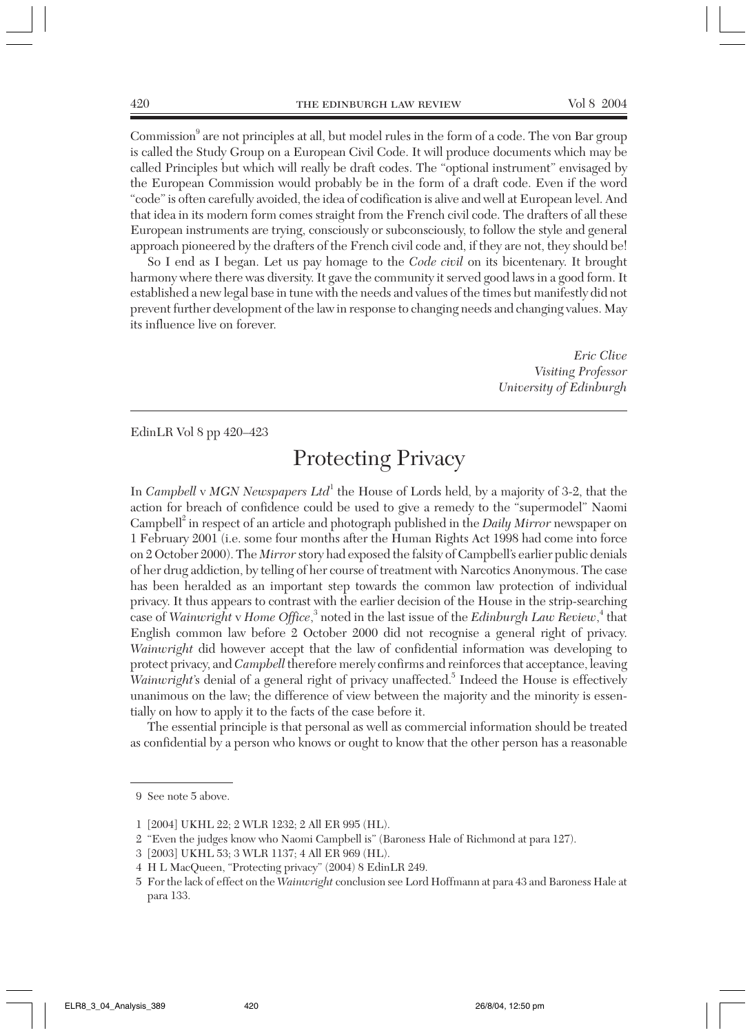Commission[9] are not principles at all, but model rules in the form of a code. The von Bar group is called the Study Group on a European Civil Code. It will produce documents which may be called Principles but which will really be draft codes. The "optional instrument" envisaged by the European Commission would probably be in the form of a draft code. Even if the word "code" is often carefully avoided, the idea of codification is alive and well at European level. And that idea in its modern form comes straight from the French civil code. The drafters of all these European instruments are trying, consciously or subconsciously, to follow the style and general approach pioneered by the drafters of the French civil code and, if they are not, they should be!

So I end as I began. Let us pay homage to the *Code civil* on its bicentenary. It brought harmony where there was diversity. It gave the community it served good laws in a good form. It established a new legal base in tune with the needs and values of the times but manifestly did not prevent further development of the law in response to changing needs and changing values. May its influence live on forever.

*Eric Clive*
*Visiting Professor*
*University of Edinburgh*

---

EdinLR Vol 8 pp 420–423

# Protecting Privacy

In *Campbell* v *MGN Newspapers Ltd*[1] the House of Lords held, by a majority of 3-2, that the action for breach of confidence could be used to give a remedy to the "supermodel" Naomi Campbell[2] in respect of an article and photograph published in the *Daily Mirror* newspaper on 1 February 2001 (i.e. some four months after the Human Rights Act 1998 had come into force on 2 October 2000). The *Mirror* story had exposed the falsity of Campbell's earlier public denials of her drug addiction, by telling of her course of treatment with Narcotics Anonymous. The case has been heralded as an important step towards the common law protection of individual privacy. It thus appears to contrast with the earlier decision of the House in the strip-searching case of *Wainwright* v *Home Office*,[3] noted in the last issue of the *Edinburgh Law Review*,[4] that English common law before 2 October 2000 did not recognise a general right of privacy. *Wainwright* did however accept that the law of confidential information was developing to protect privacy, and *Campbell* therefore merely confirms and reinforces that acceptance, leaving *Wainwright*'s denial of a general right of privacy unaffected.[5] Indeed the House is effectively unanimous on the law; the difference of view between the majority and the minority is essentially on how to apply it to the facts of the case before it.

The essential principle is that personal as well as commercial information should be treated as confidential by a person who knows or ought to know that the other person has a reasonable

---

9 See note 5 above.

1 [2004] UKHL 22; 2 WLR 1232; 2 All ER 995 (HL).

2 "Even the judges know who Naomi Campbell is" (Baroness Hale of Richmond at para 127).

3 [2003] UKHL 53; 3 WLR 1137; 4 All ER 969 (HL).

4 H L MacQueen, "Protecting privacy" (2004) 8 EdinLR 249.

5 For the lack of effect on the *Wainwright* conclusion see Lord Hoffmann at para 43 and Baroness Hale at para 133.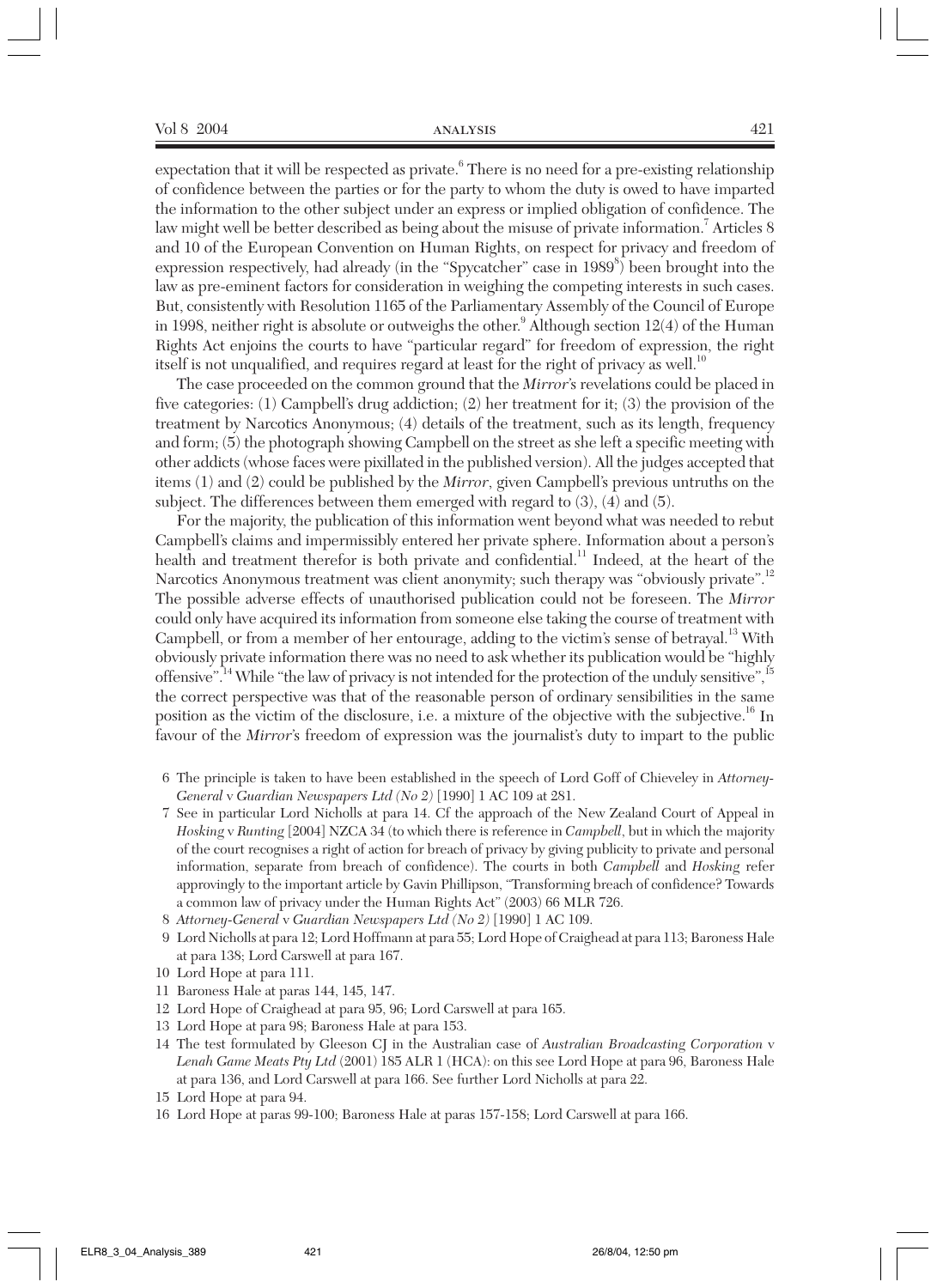expectation that it will be respected as private.[6] There is no need for a pre-existing relationship of confidence between the parties or for the party to whom the duty is owed to have imparted the information to the other subject under an express or implied obligation of confidence. The law might well be better described as being about the misuse of private information.[7] Articles 8 and 10 of the European Convention on Human Rights, on respect for privacy and freedom of expression respectively, had already (in the "Spycatcher" case in 1989[8]) been brought into the law as pre-eminent factors for consideration in weighing the competing interests in such cases. But, consistently with Resolution 1165 of the Parliamentary Assembly of the Council of Europe in 1998, neither right is absolute or outweighs the other.[9] Although section 12(4) of the Human Rights Act enjoins the courts to have "particular regard" for freedom of expression, the right itself is not unqualified, and requires regard at least for the right of privacy as well.[10]

The case proceeded on the common ground that the *Mirror*'s revelations could be placed in five categories: (1) Campbell's drug addiction; (2) her treatment for it; (3) the provision of the treatment by Narcotics Anonymous; (4) details of the treatment, such as its length, frequency and form; (5) the photograph showing Campbell on the street as she left a specific meeting with other addicts (whose faces were pixillated in the published version). All the judges accepted that items (1) and (2) could be published by the *Mirror*, given Campbell's previous untruths on the subject. The differences between them emerged with regard to (3), (4) and (5).

For the majority, the publication of this information went beyond what was needed to rebut Campbell's claims and impermissibly entered her private sphere. Information about a person's health and treatment therefor is both private and confidential.[11] Indeed, at the heart of the Narcotics Anonymous treatment was client anonymity; such therapy was "obviously private".[12] The possible adverse effects of unauthorised publication could not be foreseen. The *Mirror* could only have acquired its information from someone else taking the course of treatment with Campbell, or from a member of her entourage, adding to the victim's sense of betrayal.[13] With obviously private information there was no need to ask whether its publication would be "highly offensive".[14] While "the law of privacy is not intended for the protection of the unduly sensitive",[15] the correct perspective was that of the reasonable person of ordinary sensibilities in the same position as the victim of the disclosure, i.e. a mixture of the objective with the subjective.[16] In favour of the *Mirror*'s freedom of expression was the journalist's duty to impart to the public

6 The principle is taken to have been established in the speech of Lord Goff of Chieveley in *Attorney-General* v *Guardian Newspapers Ltd (No 2)* [1990] 1 AC 109 at 281.

7 See in particular Lord Nicholls at para 14. Cf the approach of the New Zealand Court of Appeal in *Hosking* v *Runting* [2004] NZCA 34 (to which there is reference in *Campbell*, but in which the majority of the court recognises a right of action for breach of privacy by giving publicity to private and personal information, separate from breach of confidence). The courts in both *Campbell* and *Hosking* refer approvingly to the important article by Gavin Phillipson, "Transforming breach of confidence? Towards a common law of privacy under the Human Rights Act" (2003) 66 MLR 726.

8 *Attorney-General* v *Guardian Newspapers Ltd (No 2)* [1990] 1 AC 109.

9 Lord Nicholls at para 12; Lord Hoffmann at para 55; Lord Hope of Craighead at para 113; Baroness Hale at para 138; Lord Carswell at para 167.

10 Lord Hope at para 111.

11 Baroness Hale at paras 144, 145, 147.

12 Lord Hope of Craighead at para 95, 96; Lord Carswell at para 165.

13 Lord Hope at para 98; Baroness Hale at para 153.

14 The test formulated by Gleeson CJ in the Australian case of *Australian Broadcasting Corporation* v *Lenah Game Meats Pty Ltd* (2001) 185 ALR 1 (HCA): on this see Lord Hope at para 96, Baroness Hale at para 136, and Lord Carswell at para 166. See further Lord Nicholls at para 22.

15 Lord Hope at para 94.

16 Lord Hope at paras 99-100; Baroness Hale at paras 157-158; Lord Carswell at para 166.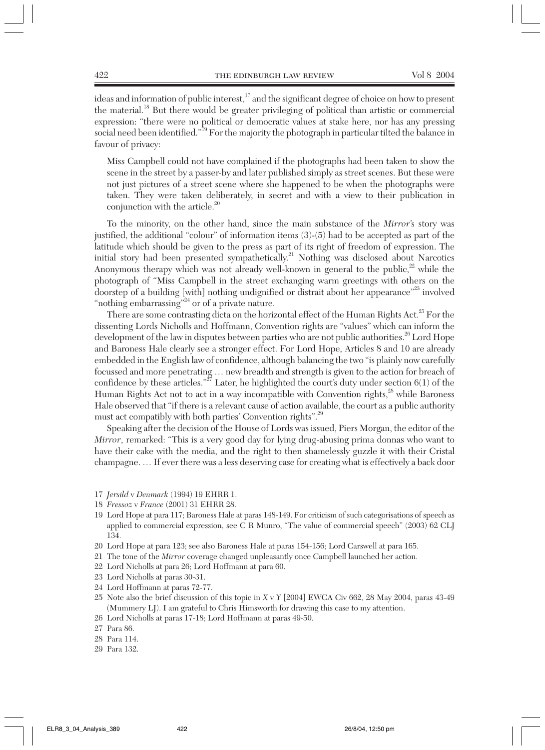ideas and information of public interest,[17] and the significant degree of choice on how to present the material.[18] But there would be greater privileging of political than artistic or commercial expression: "there were no political or democratic values at stake here, nor has any pressing social need been identified."[19] For the majority the photograph in particular tilted the balance in favour of privacy:

> Miss Campbell could not have complained if the photographs had been taken to show the scene in the street by a passer-by and later published simply as street scenes. But these were not just pictures of a street scene where she happened to be when the photographs were taken. They were taken deliberately, in secret and with a view to their publication in conjunction with the article.[20]

To the minority, on the other hand, since the main substance of the *Mirror*'s story was justified, the additional "colour" of information items (3)-(5) had to be accepted as part of the latitude which should be given to the press as part of its right of freedom of expression. The initial story had been presented sympathetically.[21] Nothing was disclosed about Narcotics Anonymous therapy which was not already well-known in general to the public,[22] while the photograph of "Miss Campbell in the street exchanging warm greetings with others on the doorstep of a building [with] nothing undignified or distrait about her appearance"[23] involved "nothing embarrassing"[24] or of a private nature.

There are some contrasting dicta on the horizontal effect of the Human Rights Act.[25] For the dissenting Lords Nicholls and Hoffmann, Convention rights are "values" which can inform the development of the law in disputes between parties who are not public authorities.[26] Lord Hope and Baroness Hale clearly see a stronger effect. For Lord Hope, Articles 8 and 10 are already embedded in the English law of confidence, although balancing the two "is plainly now carefully focussed and more penetrating … new breadth and strength is given to the action for breach of confidence by these articles."[27] Later, he highlighted the court's duty under section 6(1) of the Human Rights Act not to act in a way incompatible with Convention rights,[28] while Baroness Hale observed that "if there is a relevant cause of action available, the court as a public authority must act compatibly with both parties' Convention rights".[29]

Speaking after the decision of the House of Lords was issued, Piers Morgan, the editor of the *Mirror*, remarked: "This is a very good day for lying drug-abusing prima donnas who want to have their cake with the media, and the right to then shamelessly guzzle it with their Cristal champagne. … If ever there was a less deserving case for creating what is effectively a back door

17 *Jersild* v *Denmark* (1994) 19 EHRR 1.

18 *Fressoz* v *France* (2001) 31 EHRR 28.

19 Lord Hope at para 117; Baroness Hale at paras 148-149. For criticism of such categorisations of speech as applied to commercial expression, see C R Munro, "The value of commercial speech" (2003) 62 CLJ 134.

20 Lord Hope at para 123; see also Baroness Hale at paras 154-156; Lord Carswell at para 165.

21 The tone of the *Mirror* coverage changed unpleasantly once Campbell launched her action.

22 Lord Nicholls at para 26; Lord Hoffmann at para 60.

23 Lord Nicholls at paras 30-31.

24 Lord Hoffmann at paras 72-77.

25 Note also the brief discussion of this topic in *X* v *Y* [2004] EWCA Civ 662, 28 May 2004, paras 43-49 (Mummery LJ). I am grateful to Chris Himsworth for drawing this case to my attention.

26 Lord Nicholls at paras 17-18; Lord Hoffmann at paras 49-50.

27 Para 86.

28 Para 114.

29 Para 132.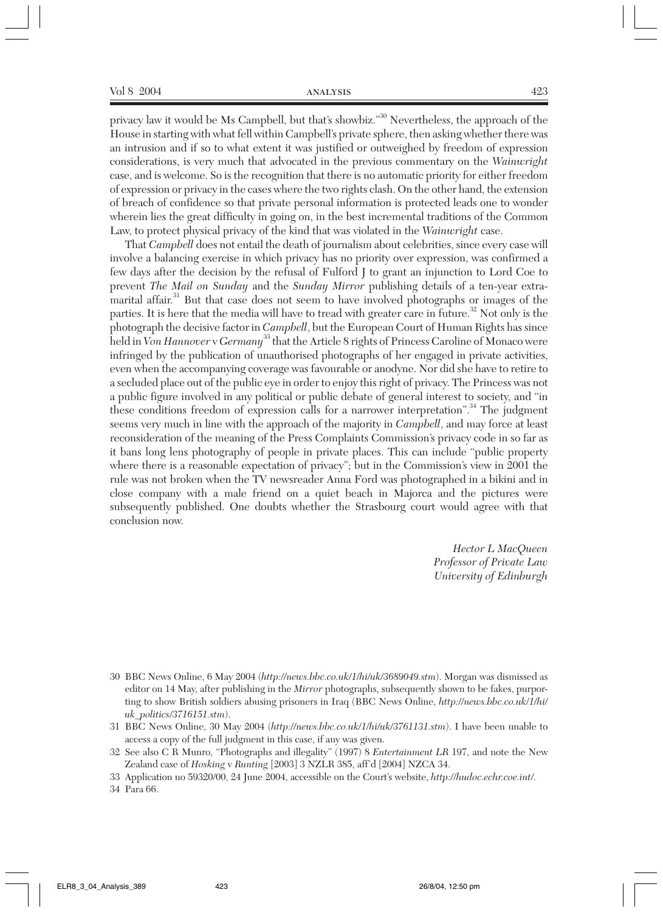privacy law it would be Ms Campbell, but that's showbiz."[30] Nevertheless, the approach of the House in starting with what fell within Campbell's private sphere, then asking whether there was an intrusion and if so to what extent it was justified or outweighed by freedom of expression considerations, is very much that advocated in the previous commentary on the *Wainwright* case, and is welcome. So is the recognition that there is no automatic priority for either freedom of expression or privacy in the cases where the two rights clash. On the other hand, the extension of breach of confidence so that private personal information is protected leads one to wonder wherein lies the great difficulty in going on, in the best incremental traditions of the Common Law, to protect physical privacy of the kind that was violated in the *Wainwright* case.

That *Campbell* does not entail the death of journalism about celebrities, since every case will involve a balancing exercise in which privacy has no priority over expression, was confirmed a few days after the decision by the refusal of Fulford J to grant an injunction to Lord Coe to prevent *The Mail on Sunday* and the *Sunday Mirror* publishing details of a ten-year extra-marital affair.[31] But that case does not seem to have involved photographs or images of the parties. It is here that the media will have to tread with greater care in future.[32] Not only is the photograph the decisive factor in *Campbell*, but the European Court of Human Rights has since held in *Von Hannover* v *Germany*[33] that the Article 8 rights of Princess Caroline of Monaco were infringed by the publication of unauthorised photographs of her engaged in private activities, even when the accompanying coverage was favourable or anodyne. Nor did she have to retire to a secluded place out of the public eye in order to enjoy this right of privacy. The Princess was not a public figure involved in any political or public debate of general interest to society, and "in these conditions freedom of expression calls for a narrower interpretation".[34] The judgment seems very much in line with the approach of the majority in *Campbell*, and may force at least reconsideration of the meaning of the Press Complaints Commission's privacy code in so far as it bans long lens photography of people in private places. This can include "public property where there is a reasonable expectation of privacy"; but in the Commission's view in 2001 the rule was not broken when the TV newsreader Anna Ford was photographed in a bikini and in close company with a male friend on a quiet beach in Majorca and the pictures were subsequently published. One doubts whether the Strasbourg court would agree with that conclusion now.

*Hector L MacQueen*
*Professor of Private Law*
*University of Edinburgh*

30 BBC News Online, 6 May 2004 (*http://news.bbc.co.uk/1/hi/uk/3689049.stm*). Morgan was dismissed as editor on 14 May, after publishing in the *Mirror* photographs, subsequently shown to be fakes, purporting to show British soldiers abusing prisoners in Iraq (BBC News Online, *http://news.bbc.co.uk/1/hi/uk_politics/3716151.stm*).

31 BBC News Online, 30 May 2004 (*http://news.bbc.co.uk/1/hi/uk/3761131.stm*). I have been unable to access a copy of the full judgment in this case, if any was given.

32 See also C R Munro, "Photographs and illegality" (1997) 8 *Entertainment LR* 197, and note the New Zealand case of *Hosking* v *Runting* [2003] 3 NZLR 385, aff'd [2004] NZCA 34.

33 Application no 59320/00, 24 June 2004, accessible on the Court's website, *http://hudoc.echr.coe.int/*.

34 Para 66.